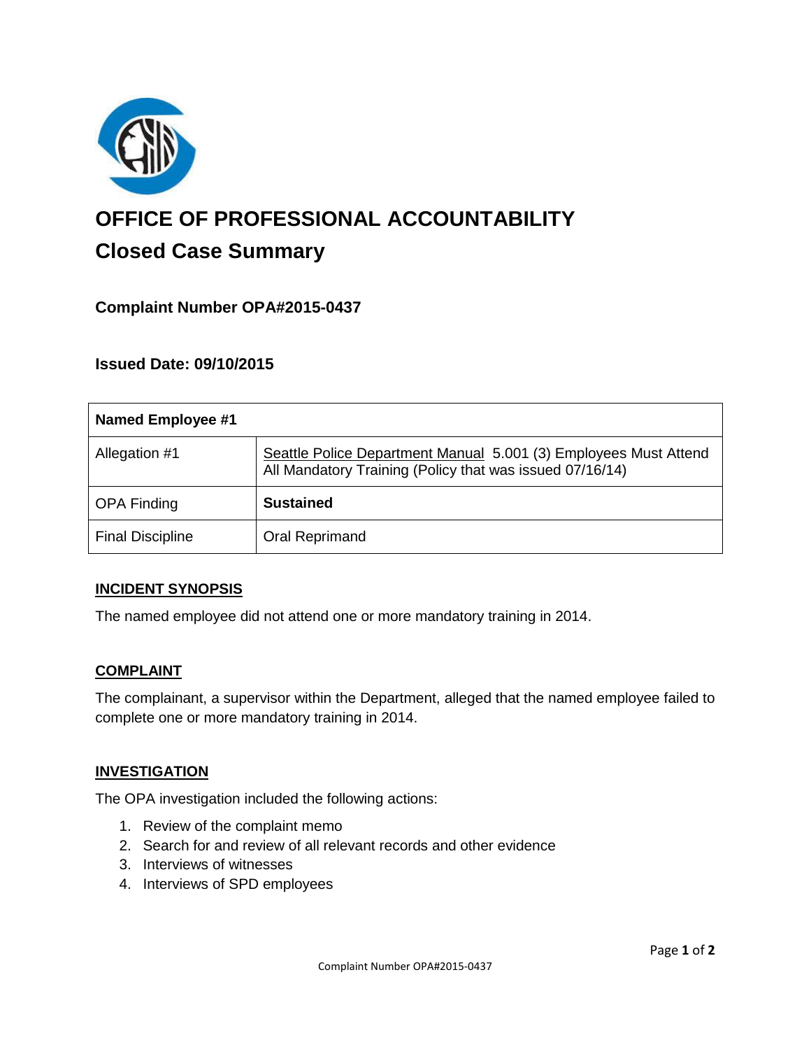# OFFICE OF PROFESSIONAL ACCOUNTABILITY

## Closed Case Summary

### Complaint Number OPA#2015-0437

### Issued Date: 09/10/2015

| Named Employee #1 | |
|---|---|
| Allegation #1 | Seattle Police Department Manual 5.001 (3) Employees Must Attend All Mandatory Training (Policy that was issued 07/16/14) |
| OPA Finding | **Sustained** |
| Final Discipline | Oral Reprimand |

**INCIDENT SYNOPSIS**

The named employee did not attend one or more mandatory training in 2014.

**COMPLAINT**

The complainant, a supervisor within the Department, alleged that the named employee failed to complete one or more mandatory training in 2014.

**INVESTIGATION**

The OPA investigation included the following actions:

1. Review of the complaint memo
2. Search for and review of all relevant records and other evidence
3. Interviews of witnesses
4. Interviews of SPD employees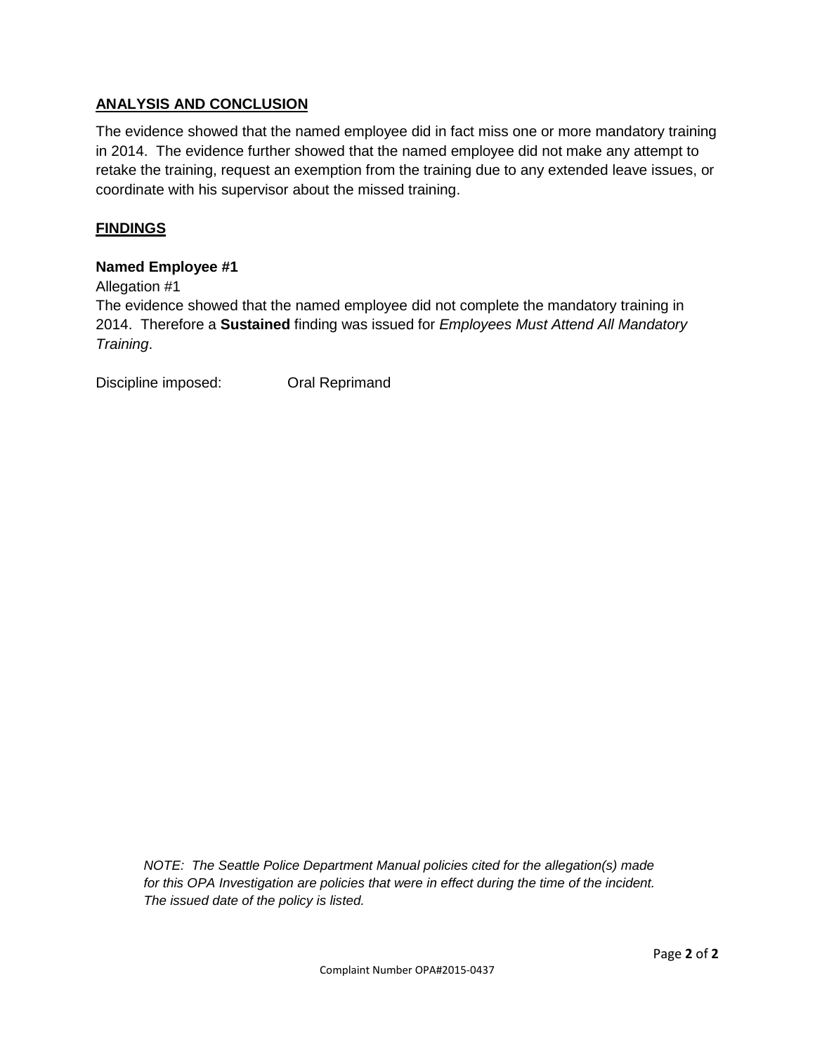## ANALYSIS AND CONCLUSION

The evidence showed that the named employee did in fact miss one or more mandatory training in 2014. The evidence further showed that the named employee did not make any attempt to retake the training, request an exemption from the training due to any extended leave issues, or coordinate with his supervisor about the missed training.

## FINDINGS

**Named Employee #1**

Allegation #1

The evidence showed that the named employee did not complete the mandatory training in 2014. Therefore a **Sustained** finding was issued for *Employees Must Attend All Mandatory Training*.

Discipline imposed: Oral Reprimand

*NOTE: The Seattle Police Department Manual policies cited for the allegation(s) made for this OPA Investigation are policies that were in effect during the time of the incident. The issued date of the policy is listed.*

Complaint Number OPA#2015-0437